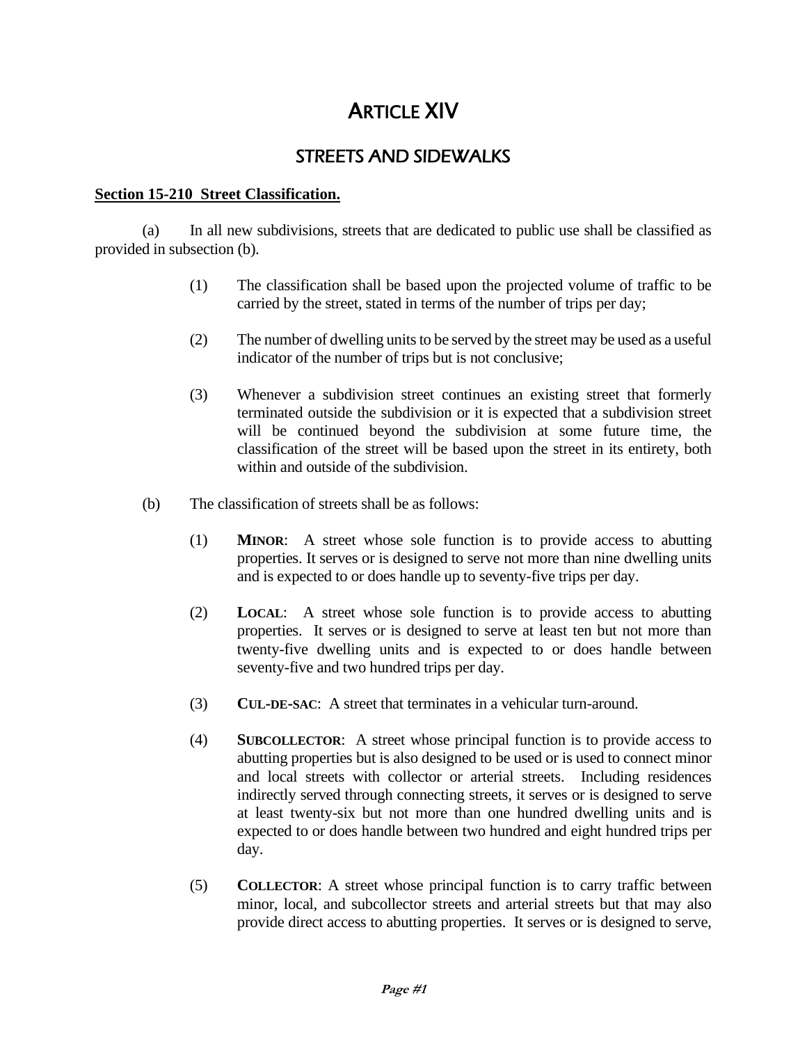# ARTICLE XIV

## STREETS AND SIDEWALKS

**Section 15-210 Street Classification.**

(a) In all new subdivisions, streets that are dedicated to public use shall be classified as provided in subsection (b).

(1) The classification shall be based upon the projected volume of traffic to be carried by the street, stated in terms of the number of trips per day;

(2) The number of dwelling units to be served by the street may be used as a useful indicator of the number of trips but is not conclusive;

(3) Whenever a subdivision street continues an existing street that formerly terminated outside the subdivision or it is expected that a subdivision street will be continued beyond the subdivision at some future time, the classification of the street will be based upon the street in its entirety, both within and outside of the subdivision.

(b) The classification of streets shall be as follows:

(1) **MINOR**: A street whose sole function is to provide access to abutting properties. It serves or is designed to serve not more than nine dwelling units and is expected to or does handle up to seventy-five trips per day.

(2) **LOCAL**: A street whose sole function is to provide access to abutting properties. It serves or is designed to serve at least ten but not more than twenty-five dwelling units and is expected to or does handle between seventy-five and two hundred trips per day.

(3) **CUL-DE-SAC**: A street that terminates in a vehicular turn-around.

(4) **SUBCOLLECTOR**: A street whose principal function is to provide access to abutting properties but is also designed to be used or is used to connect minor and local streets with collector or arterial streets. Including residences indirectly served through connecting streets, it serves or is designed to serve at least twenty-six but not more than one hundred dwelling units and is expected to or does handle between two hundred and eight hundred trips per day.

(5) **COLLECTOR**: A street whose principal function is to carry traffic between minor, local, and subcollector streets and arterial streets but that may also provide direct access to abutting properties. It serves or is designed to serve,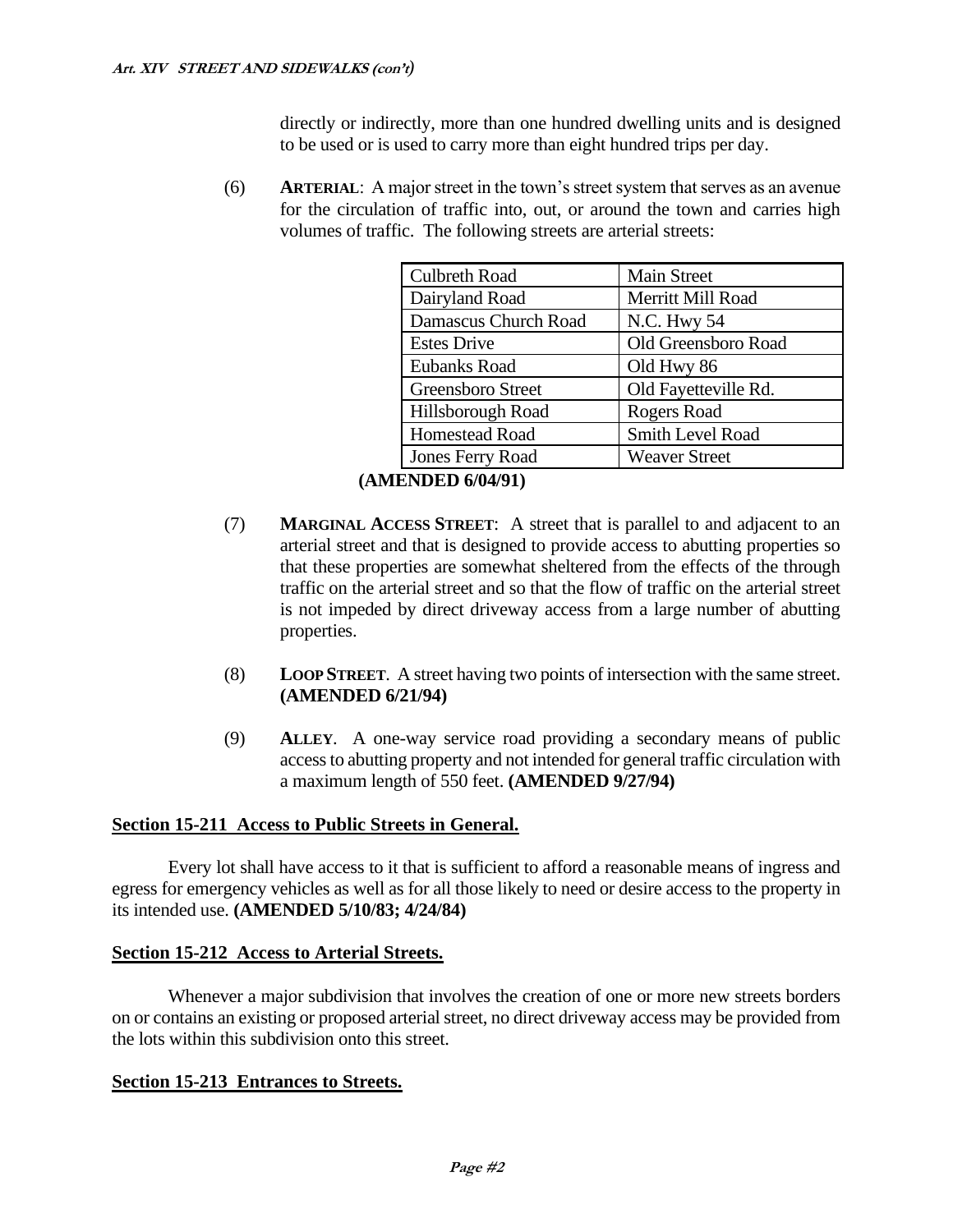directly or indirectly, more than one hundred dwelling units and is designed to be used or is used to carry more than eight hundred trips per day.

(6) **ARTERIAL**: A major street in the town's street system that serves as an avenue for the circulation of traffic into, out, or around the town and carries high volumes of traffic. The following streets are arterial streets:

| | |
|---|---|
| Culbreth Road | Main Street |
| Dairyland Road | Merritt Mill Road |
| Damascus Church Road | N.C. Hwy 54 |
| Estes Drive | Old Greensboro Road |
| Eubanks Road | Old Hwy 86 |
| Greensboro Street | Old Fayetteville Rd. |
| Hillsborough Road | Rogers Road |
| Homestead Road | Smith Level Road |
| Jones Ferry Road | Weaver Street |

**(AMENDED 6/04/91)**

(7) **MARGINAL ACCESS STREET**: A street that is parallel to and adjacent to an arterial street and that is designed to provide access to abutting properties so that these properties are somewhat sheltered from the effects of the through traffic on the arterial street and so that the flow of traffic on the arterial street is not impeded by direct driveway access from a large number of abutting properties.

(8) **LOOP STREET**. A street having two points of intersection with the same street. **(AMENDED 6/21/94)**

(9) **ALLEY**. A one-way service road providing a secondary means of public access to abutting property and not intended for general traffic circulation with a maximum length of 550 feet. **(AMENDED 9/27/94)**

## Section 15-211 Access to Public Streets in General.

Every lot shall have access to it that is sufficient to afford a reasonable means of ingress and egress for emergency vehicles as well as for all those likely to need or desire access to the property in its intended use. **(AMENDED 5/10/83; 4/24/84)**

## Section 15-212 Access to Arterial Streets.

Whenever a major subdivision that involves the creation of one or more new streets borders on or contains an existing or proposed arterial street, no direct driveway access may be provided from the lots within this subdivision onto this street.

## Section 15-213 Entrances to Streets.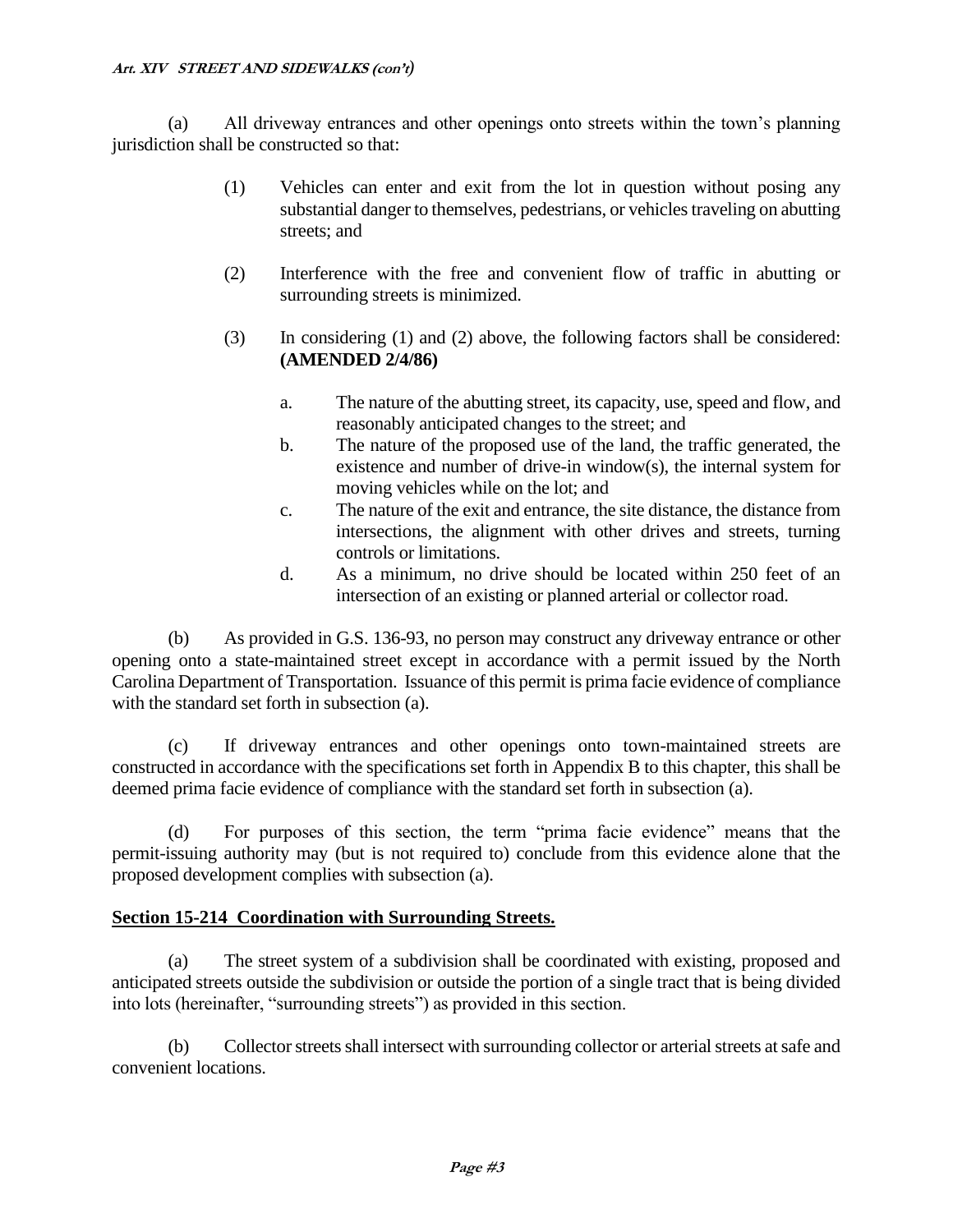(a) All driveway entrances and other openings onto streets within the town's planning jurisdiction shall be constructed so that:

(1) Vehicles can enter and exit from the lot in question without posing any substantial danger to themselves, pedestrians, or vehicles traveling on abutting streets; and

(2) Interference with the free and convenient flow of traffic in abutting or surrounding streets is minimized.

(3) In considering (1) and (2) above, the following factors shall be considered: **(AMENDED 2/4/86)**

a. The nature of the abutting street, its capacity, use, speed and flow, and reasonably anticipated changes to the street; and

b. The nature of the proposed use of the land, the traffic generated, the existence and number of drive-in window(s), the internal system for moving vehicles while on the lot; and

c. The nature of the exit and entrance, the site distance, the distance from intersections, the alignment with other drives and streets, turning controls or limitations.

d. As a minimum, no drive should be located within 250 feet of an intersection of an existing or planned arterial or collector road.

(b) As provided in G.S. 136-93, no person may construct any driveway entrance or other opening onto a state-maintained street except in accordance with a permit issued by the North Carolina Department of Transportation. Issuance of this permit is prima facie evidence of compliance with the standard set forth in subsection (a).

(c) If driveway entrances and other openings onto town-maintained streets are constructed in accordance with the specifications set forth in Appendix B to this chapter, this shall be deemed prima facie evidence of compliance with the standard set forth in subsection (a).

(d) For purposes of this section, the term "prima facie evidence" means that the permit-issuing authority may (but is not required to) conclude from this evidence alone that the proposed development complies with subsection (a).

## Section 15-214 Coordination with Surrounding Streets.

(a) The street system of a subdivision shall be coordinated with existing, proposed and anticipated streets outside the subdivision or outside the portion of a single tract that is being divided into lots (hereinafter, "surrounding streets") as provided in this section.

(b) Collector streets shall intersect with surrounding collector or arterial streets at safe and convenient locations.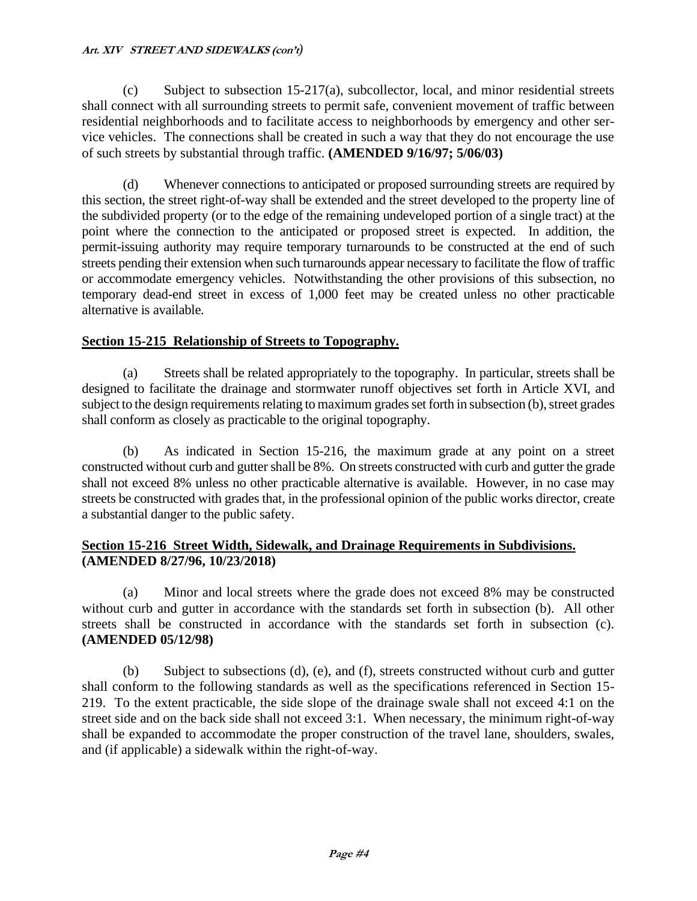(c) Subject to subsection 15-217(a), subcollector, local, and minor residential streets shall connect with all surrounding streets to permit safe, convenient movement of traffic between residential neighborhoods and to facilitate access to neighborhoods by emergency and other service vehicles. The connections shall be created in such a way that they do not encourage the use of such streets by substantial through traffic. **(AMENDED 9/16/97; 5/06/03)**

(d) Whenever connections to anticipated or proposed surrounding streets are required by this section, the street right-of-way shall be extended and the street developed to the property line of the subdivided property (or to the edge of the remaining undeveloped portion of a single tract) at the point where the connection to the anticipated or proposed street is expected. In addition, the permit-issuing authority may require temporary turnarounds to be constructed at the end of such streets pending their extension when such turnarounds appear necessary to facilitate the flow of traffic or accommodate emergency vehicles. Notwithstanding the other provisions of this subsection, no temporary dead-end street in excess of 1,000 feet may be created unless no other practicable alternative is available.

## Section 15-215 Relationship of Streets to Topography.

(a) Streets shall be related appropriately to the topography. In particular, streets shall be designed to facilitate the drainage and stormwater runoff objectives set forth in Article XVI, and subject to the design requirements relating to maximum grades set forth in subsection (b), street grades shall conform as closely as practicable to the original topography.

(b) As indicated in Section 15-216, the maximum grade at any point on a street constructed without curb and gutter shall be 8%. On streets constructed with curb and gutter the grade shall not exceed 8% unless no other practicable alternative is available. However, in no case may streets be constructed with grades that, in the professional opinion of the public works director, create a substantial danger to the public safety.

## Section 15-216 Street Width, Sidewalk, and Drainage Requirements in Subdivisions. (AMENDED 8/27/96, 10/23/2018)

(a) Minor and local streets where the grade does not exceed 8% may be constructed without curb and gutter in accordance with the standards set forth in subsection (b). All other streets shall be constructed in accordance with the standards set forth in subsection (c). **(AMENDED 05/12/98)**

(b) Subject to subsections (d), (e), and (f), streets constructed without curb and gutter shall conform to the following standards as well as the specifications referenced in Section 15-219. To the extent practicable, the side slope of the drainage swale shall not exceed 4:1 on the street side and on the back side shall not exceed 3:1. When necessary, the minimum right-of-way shall be expanded to accommodate the proper construction of the travel lane, shoulders, swales, and (if applicable) a sidewalk within the right-of-way.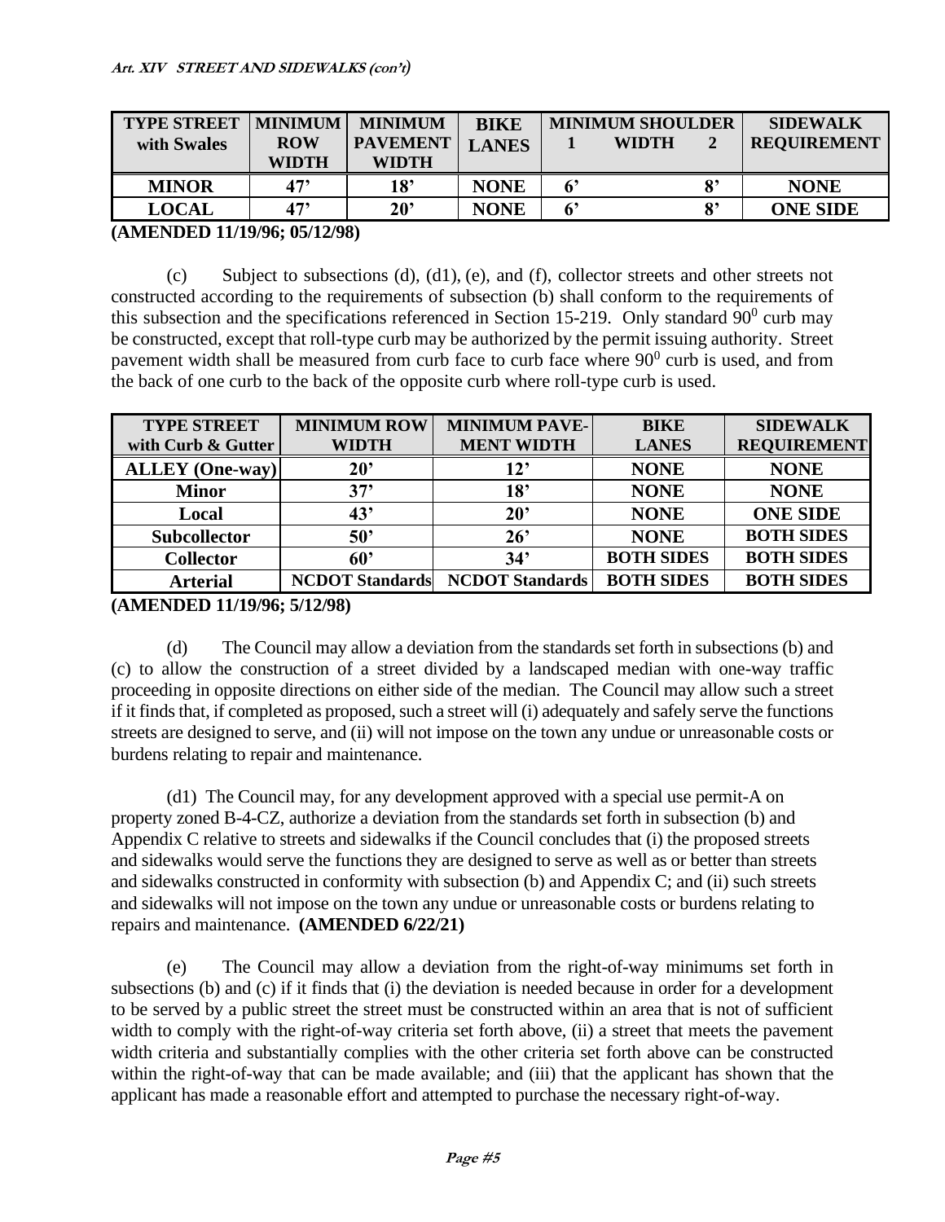| TYPE STREET with Swales | MINIMUM ROW WIDTH | MINIMUM PAVEMENT WIDTH | BIKE LANES | MINIMUM SHOULDER WIDTH 1 | 2 | SIDEWALK REQUIREMENT |
|---|---|---|---|---|---|---|
| MINOR | 47' | 18' | NONE | 6' | 8' | NONE |
| LOCAL | 47' | 20' | NONE | 6' | 8' | ONE SIDE |

**(AMENDED 11/19/96; 05/12/98)**

(c) Subject to subsections (d), (d1), (e), and (f), collector streets and other streets not constructed according to the requirements of subsection (b) shall conform to the requirements of this subsection and the specifications referenced in Section 15-219. Only standard $90^0$ curb may be constructed, except that roll-type curb may be authorized by the permit issuing authority. Street pavement width shall be measured from curb face to curb face where $90^0$ curb is used, and from the back of one curb to the back of the opposite curb where roll-type curb is used.

| TYPE STREET with Curb & Gutter | MINIMUM ROW WIDTH | MINIMUM PAVE-MENT WIDTH | BIKE LANES | SIDEWALK REQUIREMENT |
|---|---|---|---|---|
| ALLEY (One-way) | 20' | 12' | NONE | NONE |
| Minor | 37' | 18' | NONE | NONE |
| Local | 43' | 20' | NONE | ONE SIDE |
| Subcollector | 50' | 26' | NONE | BOTH SIDES |
| Collector | 60' | 34' | BOTH SIDES | BOTH SIDES |
| Arterial | NCDOT Standards | NCDOT Standards | BOTH SIDES | BOTH SIDES |

**(AMENDED 11/19/96; 5/12/98)**

(d) The Council may allow a deviation from the standards set forth in subsections (b) and (c) to allow the construction of a street divided by a landscaped median with one-way traffic proceeding in opposite directions on either side of the median. The Council may allow such a street if it finds that, if completed as proposed, such a street will (i) adequately and safely serve the functions streets are designed to serve, and (ii) will not impose on the town any undue or unreasonable costs or burdens relating to repair and maintenance.

(d1) The Council may, for any development approved with a special use permit-A on property zoned B-4-CZ, authorize a deviation from the standards set forth in subsection (b) and Appendix C relative to streets and sidewalks if the Council concludes that (i) the proposed streets and sidewalks would serve the functions they are designed to serve as well as or better than streets and sidewalks constructed in conformity with subsection (b) and Appendix C; and (ii) such streets and sidewalks will not impose on the town any undue or unreasonable costs or burdens relating to repairs and maintenance. **(AMENDED 6/22/21)**

(e) The Council may allow a deviation from the right-of-way minimums set forth in subsections (b) and (c) if it finds that (i) the deviation is needed because in order for a development to be served by a public street the street must be constructed within an area that is not of sufficient width to comply with the right-of-way criteria set forth above, (ii) a street that meets the pavement width criteria and substantially complies with the other criteria set forth above can be constructed within the right-of-way that can be made available; and (iii) that the applicant has shown that the applicant has made a reasonable effort and attempted to purchase the necessary right-of-way.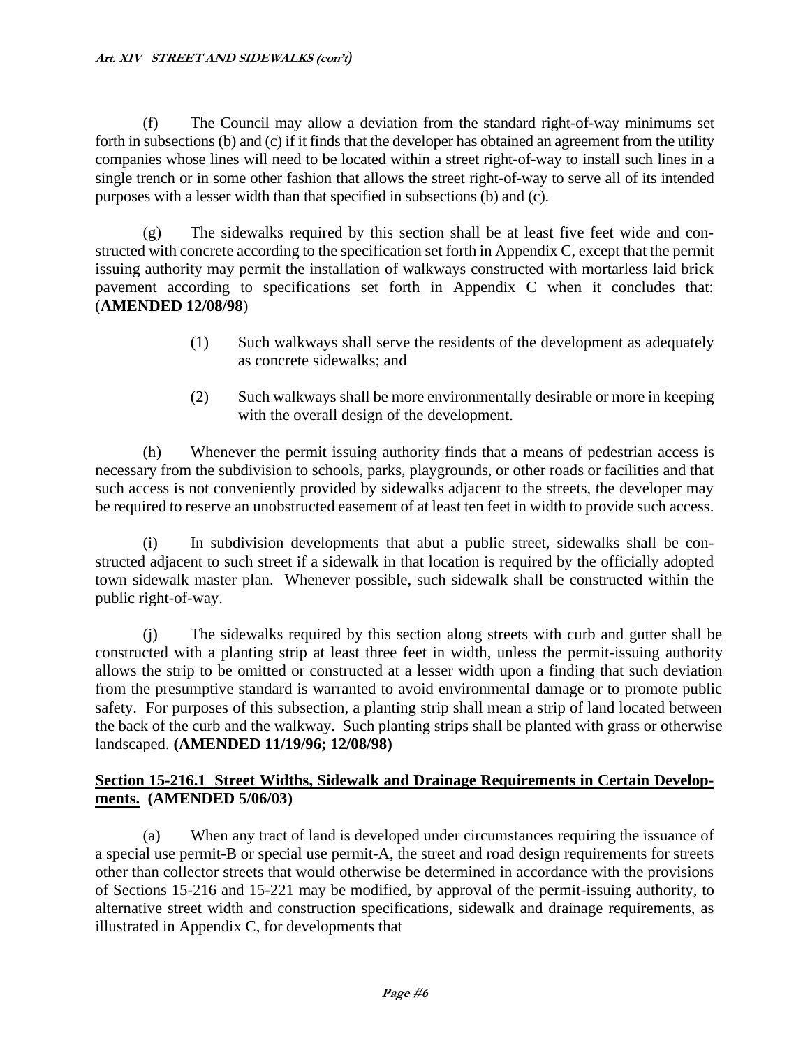(f) The Council may allow a deviation from the standard right-of-way minimums set forth in subsections (b) and (c) if it finds that the developer has obtained an agreement from the utility companies whose lines will need to be located within a street right-of-way to install such lines in a single trench or in some other fashion that allows the street right-of-way to serve all of its intended purposes with a lesser width than that specified in subsections (b) and (c).

(g) The sidewalks required by this section shall be at least five feet wide and constructed with concrete according to the specification set forth in Appendix C, except that the permit issuing authority may permit the installation of walkways constructed with mortarless laid brick pavement according to specifications set forth in Appendix C when it concludes that: (**AMENDED 12/08/98**)

> (1) Such walkways shall serve the residents of the development as adequately as concrete sidewalks; and
>
> (2) Such walkways shall be more environmentally desirable or more in keeping with the overall design of the development.

(h) Whenever the permit issuing authority finds that a means of pedestrian access is necessary from the subdivision to schools, parks, playgrounds, or other roads or facilities and that such access is not conveniently provided by sidewalks adjacent to the streets, the developer may be required to reserve an unobstructed easement of at least ten feet in width to provide such access.

(i) In subdivision developments that abut a public street, sidewalks shall be constructed adjacent to such street if a sidewalk in that location is required by the officially adopted town sidewalk master plan. Whenever possible, such sidewalk shall be constructed within the public right-of-way.

(j) The sidewalks required by this section along streets with curb and gutter shall be constructed with a planting strip at least three feet in width, unless the permit-issuing authority allows the strip to be omitted or constructed at a lesser width upon a finding that such deviation from the presumptive standard is warranted to avoid environmental damage or to promote public safety. For purposes of this subsection, a planting strip shall mean a strip of land located between the back of the curb and the walkway. Such planting strips shall be planted with grass or otherwise landscaped. **(AMENDED 11/19/96; 12/08/98)**

**Section 15-216.1 Street Widths, Sidewalk and Drainage Requirements in Certain Developments. (AMENDED 5/06/03)**

(a) When any tract of land is developed under circumstances requiring the issuance of a special use permit-B or special use permit-A, the street and road design requirements for streets other than collector streets that would otherwise be determined in accordance with the provisions of Sections 15-216 and 15-221 may be modified, by approval of the permit-issuing authority, to alternative street width and construction specifications, sidewalk and drainage requirements, as illustrated in Appendix C, for developments that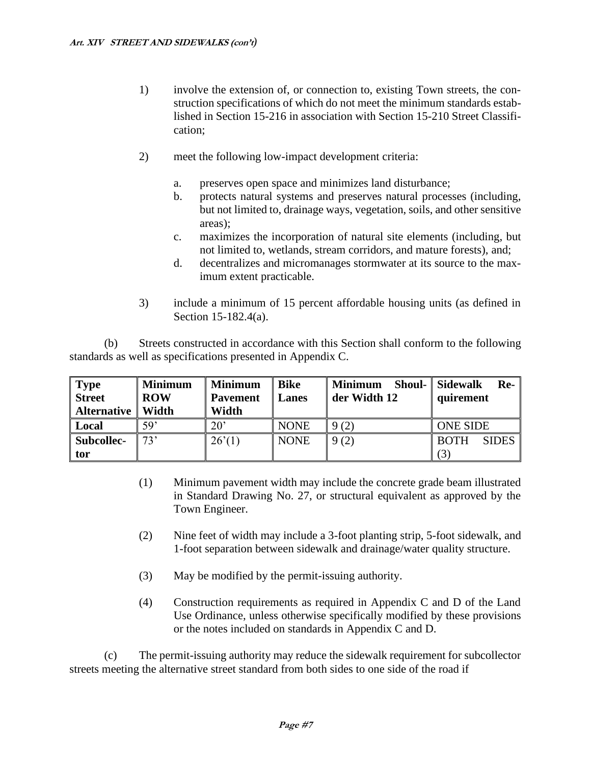1) involve the extension of, or connection to, existing Town streets, the construction specifications of which do not meet the minimum standards established in Section 15-216 in association with Section 15-210 Street Classification;

2) meet the following low-impact development criteria:

   a. preserves open space and minimizes land disturbance;
   b. protects natural systems and preserves natural processes (including, but not limited to, drainage ways, vegetation, soils, and other sensitive areas);
   c. maximizes the incorporation of natural site elements (including, but not limited to, wetlands, stream corridors, and mature forests), and;
   d. decentralizes and micromanages stormwater at its source to the maximum extent practicable.

3) include a minimum of 15 percent affordable housing units (as defined in Section 15-182.4(a).

(b) Streets constructed in accordance with this Section shall conform to the following standards as well as specifications presented in Appendix C.

| Type Street Alternative | Minimum ROW Width | Minimum Pavement Width | Bike Lanes | Minimum Shoulder Width 12 | Sidewalk Requirement |
|---|---|---|---|---|---|
| **Local** | 59' | 20' | NONE | 9 (2) | ONE SIDE |
| **Subcollector** | 73' | 26'(1) | NONE | 9 (2) | BOTH SIDES (3) |

(1) Minimum pavement width may include the concrete grade beam illustrated in Standard Drawing No. 27, or structural equivalent as approved by the Town Engineer.

(2) Nine feet of width may include a 3-foot planting strip, 5-foot sidewalk, and 1-foot separation between sidewalk and drainage/water quality structure.

(3) May be modified by the permit-issuing authority.

(4) Construction requirements as required in Appendix C and D of the Land Use Ordinance, unless otherwise specifically modified by these provisions or the notes included on standards in Appendix C and D.

(c) The permit-issuing authority may reduce the sidewalk requirement for subcollector streets meeting the alternative street standard from both sides to one side of the road if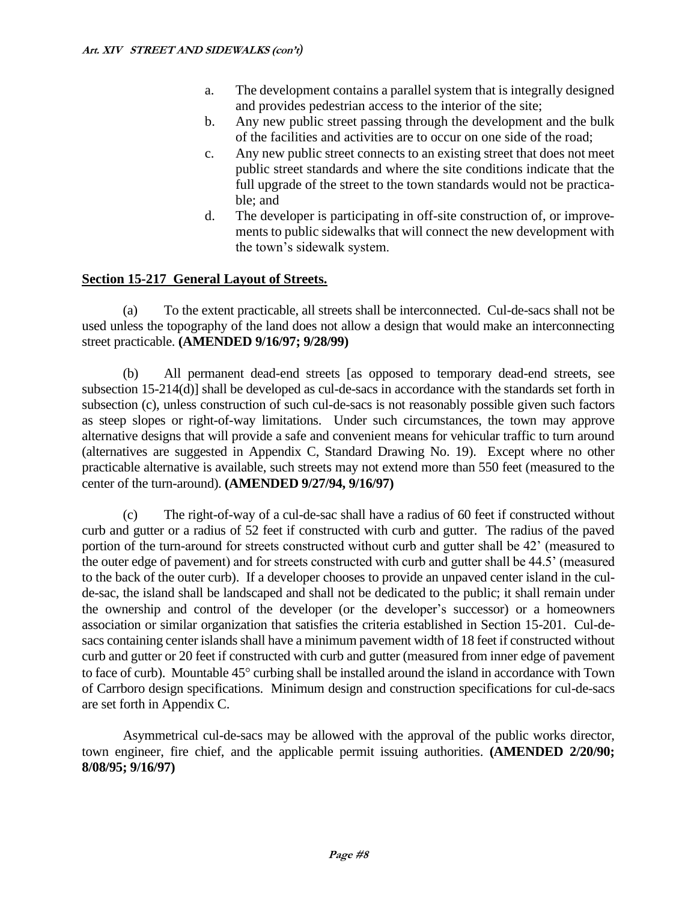a. The development contains a parallel system that is integrally designed and provides pedestrian access to the interior of the site;
b. Any new public street passing through the development and the bulk of the facilities and activities are to occur on one side of the road;
c. Any new public street connects to an existing street that does not meet public street standards and where the site conditions indicate that the full upgrade of the street to the town standards would not be practicable; and
d. The developer is participating in off-site construction of, or improvements to public sidewalks that will connect the new development with the town's sidewalk system.

## Section 15-217 General Layout of Streets.

(a) To the extent practicable, all streets shall be interconnected. Cul-de-sacs shall not be used unless the topography of the land does not allow a design that would make an interconnecting street practicable. **(AMENDED 9/16/97; 9/28/99)**

(b) All permanent dead-end streets [as opposed to temporary dead-end streets, see subsection 15-214(d)] shall be developed as cul-de-sacs in accordance with the standards set forth in subsection (c), unless construction of such cul-de-sacs is not reasonably possible given such factors as steep slopes or right-of-way limitations. Under such circumstances, the town may approve alternative designs that will provide a safe and convenient means for vehicular traffic to turn around (alternatives are suggested in Appendix C, Standard Drawing No. 19). Except where no other practicable alternative is available, such streets may not extend more than 550 feet (measured to the center of the turn-around). **(AMENDED 9/27/94, 9/16/97)**

(c) The right-of-way of a cul-de-sac shall have a radius of 60 feet if constructed without curb and gutter or a radius of 52 feet if constructed with curb and gutter. The radius of the paved portion of the turn-around for streets constructed without curb and gutter shall be 42' (measured to the outer edge of pavement) and for streets constructed with curb and gutter shall be 44.5' (measured to the back of the outer curb). If a developer chooses to provide an unpaved center island in the cul-de-sac, the island shall be landscaped and shall not be dedicated to the public; it shall remain under the ownership and control of the developer (or the developer's successor) or a homeowners association or similar organization that satisfies the criteria established in Section 15-201. Cul-de-sacs containing center islands shall have a minimum pavement width of 18 feet if constructed without curb and gutter or 20 feet if constructed with curb and gutter (measured from inner edge of pavement to face of curb). Mountable 45° curbing shall be installed around the island in accordance with Town of Carrboro design specifications. Minimum design and construction specifications for cul-de-sacs are set forth in Appendix C.

Asymmetrical cul-de-sacs may be allowed with the approval of the public works director, town engineer, fire chief, and the applicable permit issuing authorities. **(AMENDED 2/20/90; 8/08/95; 9/16/97)**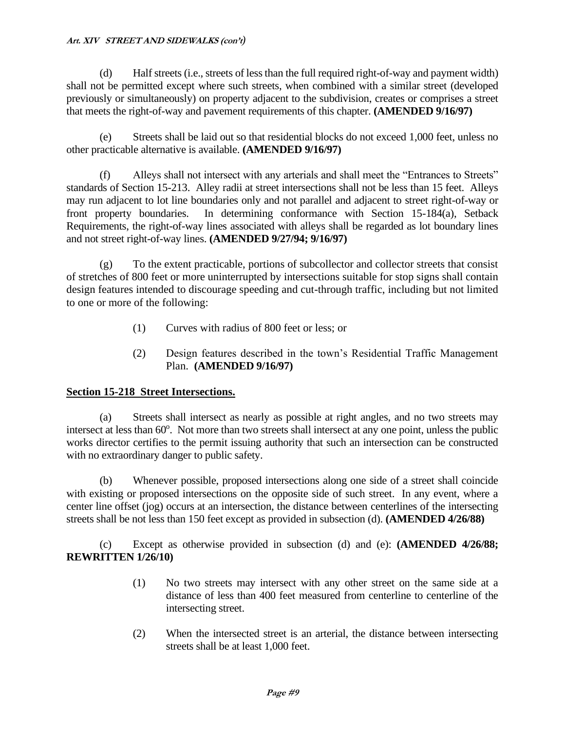(d) Half streets (i.e., streets of less than the full required right-of-way and payment width) shall not be permitted except where such streets, when combined with a similar street (developed previously or simultaneously) on property adjacent to the subdivision, creates or comprises a street that meets the right-of-way and pavement requirements of this chapter. **(AMENDED 9/16/97)**

(e) Streets shall be laid out so that residential blocks do not exceed 1,000 feet, unless no other practicable alternative is available. **(AMENDED 9/16/97)**

(f) Alleys shall not intersect with any arterials and shall meet the "Entrances to Streets" standards of Section 15-213. Alley radii at street intersections shall not be less than 15 feet. Alleys may run adjacent to lot line boundaries only and not parallel and adjacent to street right-of-way or front property boundaries. In determining conformance with Section 15-184(a), Setback Requirements, the right-of-way lines associated with alleys shall be regarded as lot boundary lines and not street right-of-way lines. **(AMENDED 9/27/94; 9/16/97)**

(g) To the extent practicable, portions of subcollector and collector streets that consist of stretches of 800 feet or more uninterrupted by intersections suitable for stop signs shall contain design features intended to discourage speeding and cut-through traffic, including but not limited to one or more of the following:

(1) Curves with radius of 800 feet or less; or

(2) Design features described in the town's Residential Traffic Management Plan. **(AMENDED 9/16/97)**

## Section 15-218 Street Intersections.

(a) Streets shall intersect as nearly as possible at right angles, and no two streets may intersect at less than 60°. Not more than two streets shall intersect at any one point, unless the public works director certifies to the permit issuing authority that such an intersection can be constructed with no extraordinary danger to public safety.

(b) Whenever possible, proposed intersections along one side of a street shall coincide with existing or proposed intersections on the opposite side of such street. In any event, where a center line offset (jog) occurs at an intersection, the distance between centerlines of the intersecting streets shall be not less than 150 feet except as provided in subsection (d). **(AMENDED 4/26/88)**

(c) Except as otherwise provided in subsection (d) and (e): **(AMENDED 4/26/88; REWRITTEN 1/26/10)**

(1) No two streets may intersect with any other street on the same side at a distance of less than 400 feet measured from centerline to centerline of the intersecting street.

(2) When the intersected street is an arterial, the distance between intersecting streets shall be at least 1,000 feet.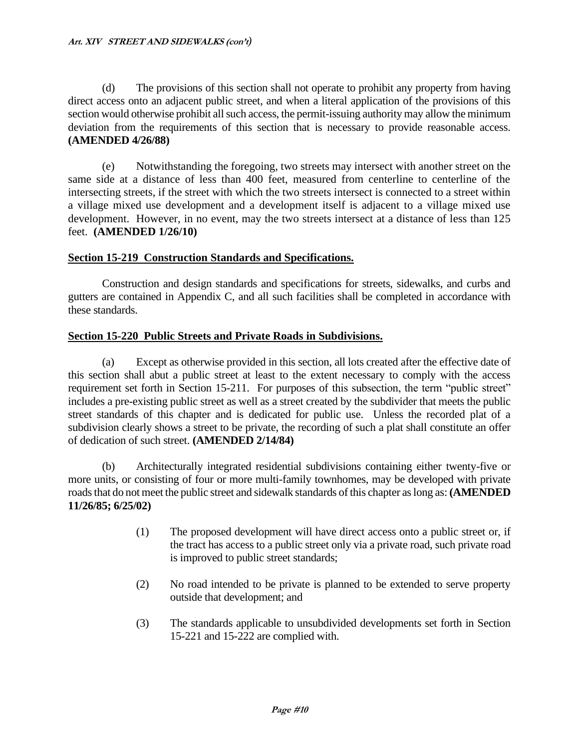(d) The provisions of this section shall not operate to prohibit any property from having direct access onto an adjacent public street, and when a literal application of the provisions of this section would otherwise prohibit all such access, the permit-issuing authority may allow the minimum deviation from the requirements of this section that is necessary to provide reasonable access. **(AMENDED 4/26/88)**

(e) Notwithstanding the foregoing, two streets may intersect with another street on the same side at a distance of less than 400 feet, measured from centerline to centerline of the intersecting streets, if the street with which the two streets intersect is connected to a street within a village mixed use development and a development itself is adjacent to a village mixed use development. However, in no event, may the two streets intersect at a distance of less than 125 feet. **(AMENDED 1/26/10)**

## Section 15-219 Construction Standards and Specifications.

Construction and design standards and specifications for streets, sidewalks, and curbs and gutters are contained in Appendix C, and all such facilities shall be completed in accordance with these standards.

## Section 15-220 Public Streets and Private Roads in Subdivisions.

(a) Except as otherwise provided in this section, all lots created after the effective date of this section shall abut a public street at least to the extent necessary to comply with the access requirement set forth in Section 15-211. For purposes of this subsection, the term "public street" includes a pre-existing public street as well as a street created by the subdivider that meets the public street standards of this chapter and is dedicated for public use. Unless the recorded plat of a subdivision clearly shows a street to be private, the recording of such a plat shall constitute an offer of dedication of such street. **(AMENDED 2/14/84)**

(b) Architecturally integrated residential subdivisions containing either twenty-five or more units, or consisting of four or more multi-family townhomes, may be developed with private roads that do not meet the public street and sidewalk standards of this chapter as long as: **(AMENDED 11/26/85; 6/25/02)**

> (1) The proposed development will have direct access onto a public street or, if the tract has access to a public street only via a private road, such private road is improved to public street standards;
>
> (2) No road intended to be private is planned to be extended to serve property outside that development; and
>
> (3) The standards applicable to unsubdivided developments set forth in Section 15-221 and 15-222 are complied with.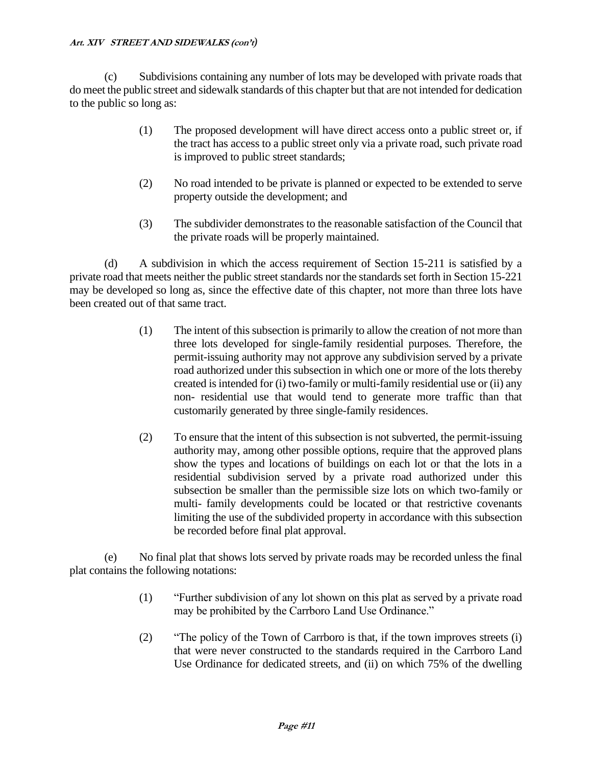(c) Subdivisions containing any number of lots may be developed with private roads that do meet the public street and sidewalk standards of this chapter but that are not intended for dedication to the public so long as:

(1) The proposed development will have direct access onto a public street or, if the tract has access to a public street only via a private road, such private road is improved to public street standards;

(2) No road intended to be private is planned or expected to be extended to serve property outside the development; and

(3) The subdivider demonstrates to the reasonable satisfaction of the Council that the private roads will be properly maintained.

(d) A subdivision in which the access requirement of Section 15-211 is satisfied by a private road that meets neither the public street standards nor the standards set forth in Section 15-221 may be developed so long as, since the effective date of this chapter, not more than three lots have been created out of that same tract.

(1) The intent of this subsection is primarily to allow the creation of not more than three lots developed for single-family residential purposes. Therefore, the permit-issuing authority may not approve any subdivision served by a private road authorized under this subsection in which one or more of the lots thereby created is intended for (i) two-family or multi-family residential use or (ii) any non- residential use that would tend to generate more traffic than that customarily generated by three single-family residences.

(2) To ensure that the intent of this subsection is not subverted, the permit-issuing authority may, among other possible options, require that the approved plans show the types and locations of buildings on each lot or that the lots in a residential subdivision served by a private road authorized under this subsection be smaller than the permissible size lots on which two-family or multi- family developments could be located or that restrictive covenants limiting the use of the subdivided property in accordance with this subsection be recorded before final plat approval.

(e) No final plat that shows lots served by private roads may be recorded unless the final plat contains the following notations:

(1) "Further subdivision of any lot shown on this plat as served by a private road may be prohibited by the Carrboro Land Use Ordinance."

(2) "The policy of the Town of Carrboro is that, if the town improves streets (i) that were never constructed to the standards required in the Carrboro Land Use Ordinance for dedicated streets, and (ii) on which 75% of the dwelling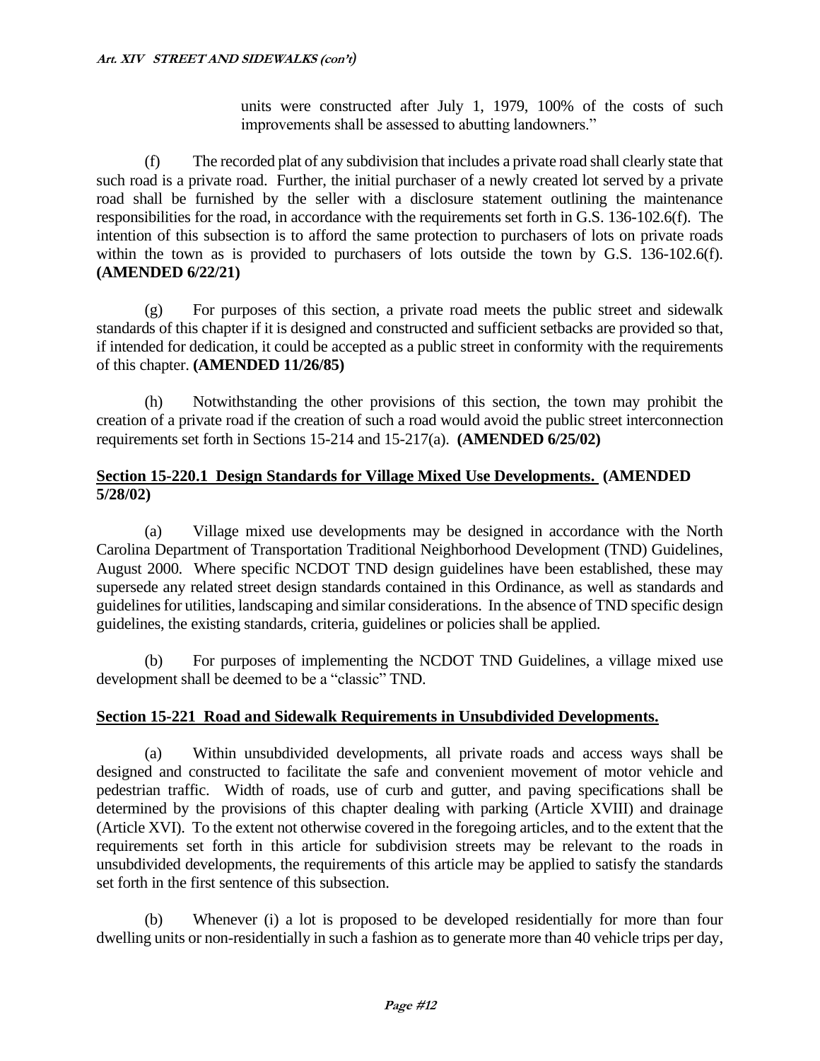units were constructed after July 1, 1979, 100% of the costs of such improvements shall be assessed to abutting landowners."

(f) The recorded plat of any subdivision that includes a private road shall clearly state that such road is a private road. Further, the initial purchaser of a newly created lot served by a private road shall be furnished by the seller with a disclosure statement outlining the maintenance responsibilities for the road, in accordance with the requirements set forth in G.S. 136-102.6(f). The intention of this subsection is to afford the same protection to purchasers of lots on private roads within the town as is provided to purchasers of lots outside the town by G.S. 136-102.6(f). **(AMENDED 6/22/21)**

(g) For purposes of this section, a private road meets the public street and sidewalk standards of this chapter if it is designed and constructed and sufficient setbacks are provided so that, if intended for dedication, it could be accepted as a public street in conformity with the requirements of this chapter. **(AMENDED 11/26/85)**

(h) Notwithstanding the other provisions of this section, the town may prohibit the creation of a private road if the creation of such a road would avoid the public street interconnection requirements set forth in Sections 15-214 and 15-217(a). **(AMENDED 6/25/02)**

## Section 15-220.1 Design Standards for Village Mixed Use Developments. (AMENDED 5/28/02)

(a) Village mixed use developments may be designed in accordance with the North Carolina Department of Transportation Traditional Neighborhood Development (TND) Guidelines, August 2000. Where specific NCDOT TND design guidelines have been established, these may supersede any related street design standards contained in this Ordinance, as well as standards and guidelines for utilities, landscaping and similar considerations. In the absence of TND specific design guidelines, the existing standards, criteria, guidelines or policies shall be applied.

(b) For purposes of implementing the NCDOT TND Guidelines, a village mixed use development shall be deemed to be a "classic" TND.

## Section 15-221 Road and Sidewalk Requirements in Unsubdivided Developments.

(a) Within unsubdivided developments, all private roads and access ways shall be designed and constructed to facilitate the safe and convenient movement of motor vehicle and pedestrian traffic. Width of roads, use of curb and gutter, and paving specifications shall be determined by the provisions of this chapter dealing with parking (Article XVIII) and drainage (Article XVI). To the extent not otherwise covered in the foregoing articles, and to the extent that the requirements set forth in this article for subdivision streets may be relevant to the roads in unsubdivided developments, the requirements of this article may be applied to satisfy the standards set forth in the first sentence of this subsection.

(b) Whenever (i) a lot is proposed to be developed residentially for more than four dwelling units or non-residentially in such a fashion as to generate more than 40 vehicle trips per day,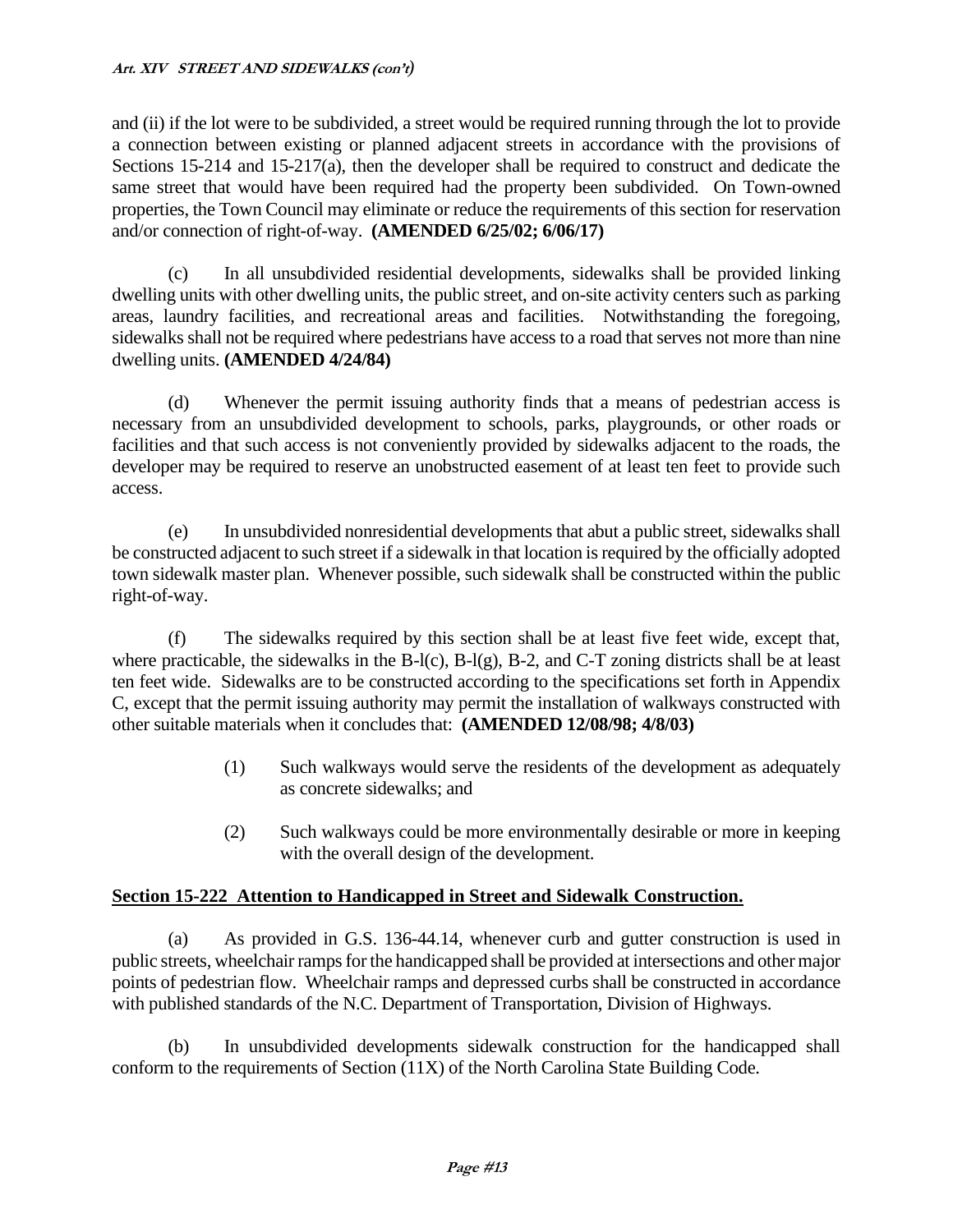and (ii) if the lot were to be subdivided, a street would be required running through the lot to provide a connection between existing or planned adjacent streets in accordance with the provisions of Sections 15-214 and 15-217(a), then the developer shall be required to construct and dedicate the same street that would have been required had the property been subdivided. On Town-owned properties, the Town Council may eliminate or reduce the requirements of this section for reservation and/or connection of right-of-way. **(AMENDED 6/25/02; 6/06/17)**

(c) In all unsubdivided residential developments, sidewalks shall be provided linking dwelling units with other dwelling units, the public street, and on-site activity centers such as parking areas, laundry facilities, and recreational areas and facilities. Notwithstanding the foregoing, sidewalks shall not be required where pedestrians have access to a road that serves not more than nine dwelling units. **(AMENDED 4/24/84)**

(d) Whenever the permit issuing authority finds that a means of pedestrian access is necessary from an unsubdivided development to schools, parks, playgrounds, or other roads or facilities and that such access is not conveniently provided by sidewalks adjacent to the roads, the developer may be required to reserve an unobstructed easement of at least ten feet to provide such access.

(e) In unsubdivided nonresidential developments that abut a public street, sidewalks shall be constructed adjacent to such street if a sidewalk in that location is required by the officially adopted town sidewalk master plan. Whenever possible, such sidewalk shall be constructed within the public right-of-way.

(f) The sidewalks required by this section shall be at least five feet wide, except that, where practicable, the sidewalks in the B-l(c), B-l(g), B-2, and C-T zoning districts shall be at least ten feet wide. Sidewalks are to be constructed according to the specifications set forth in Appendix C, except that the permit issuing authority may permit the installation of walkways constructed with other suitable materials when it concludes that: **(AMENDED 12/08/98; 4/8/03)**

> (1) Such walkways would serve the residents of the development as adequately as concrete sidewalks; and
>
> (2) Such walkways could be more environmentally desirable or more in keeping with the overall design of the development.

## Section 15-222 Attention to Handicapped in Street and Sidewalk Construction.

(a) As provided in G.S. 136-44.14, whenever curb and gutter construction is used in public streets, wheelchair ramps for the handicapped shall be provided at intersections and other major points of pedestrian flow. Wheelchair ramps and depressed curbs shall be constructed in accordance with published standards of the N.C. Department of Transportation, Division of Highways.

(b) In unsubdivided developments sidewalk construction for the handicapped shall conform to the requirements of Section (11X) of the North Carolina State Building Code.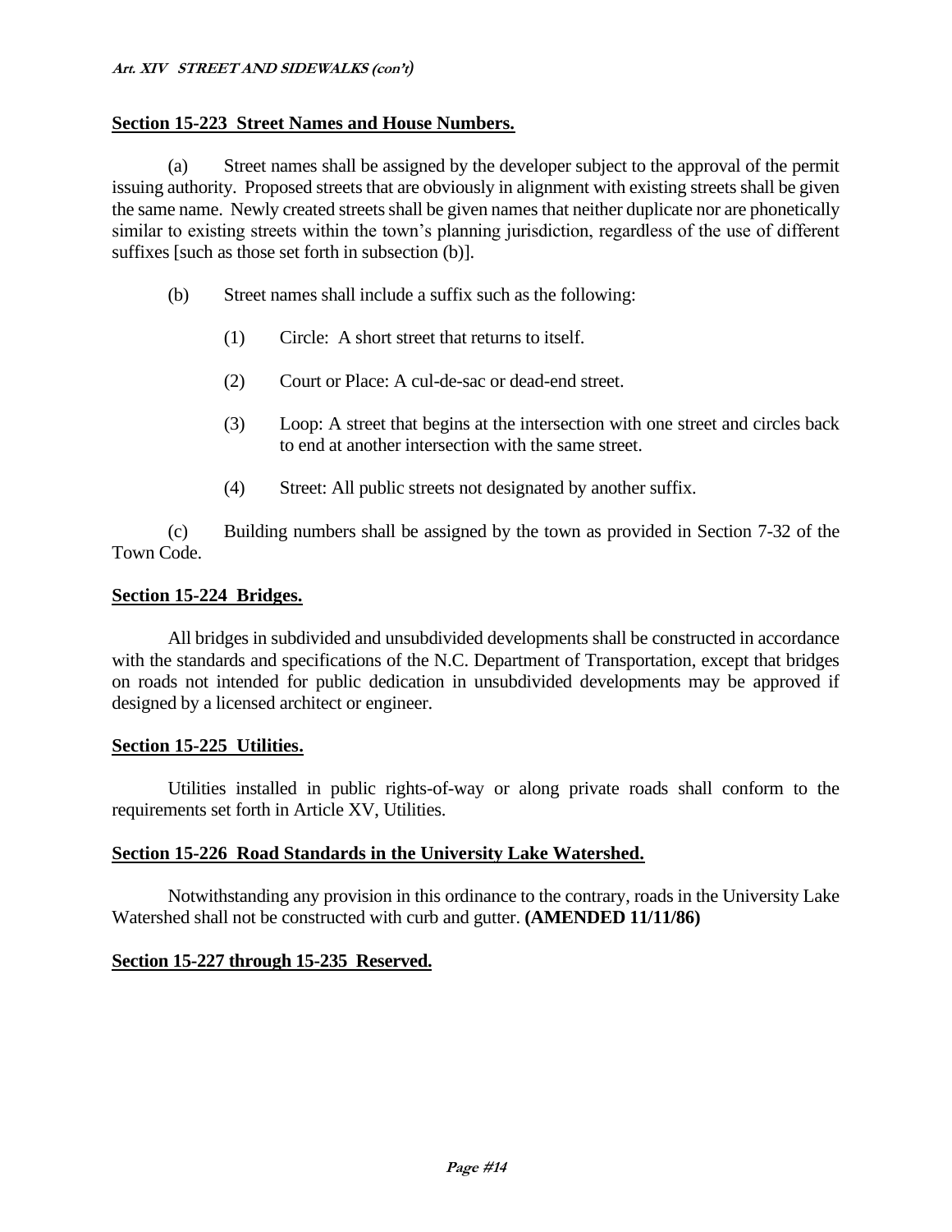## Section 15-223 Street Names and House Numbers.

(a) Street names shall be assigned by the developer subject to the approval of the permit issuing authority. Proposed streets that are obviously in alignment with existing streets shall be given the same name. Newly created streets shall be given names that neither duplicate nor are phonetically similar to existing streets within the town's planning jurisdiction, regardless of the use of different suffixes [such as those set forth in subsection (b)].

(b) Street names shall include a suffix such as the following:

(1) Circle: A short street that returns to itself.

(2) Court or Place: A cul-de-sac or dead-end street.

(3) Loop: A street that begins at the intersection with one street and circles back to end at another intersection with the same street.

(4) Street: All public streets not designated by another suffix.

(c) Building numbers shall be assigned by the town as provided in Section 7-32 of the Town Code.

## Section 15-224 Bridges.

All bridges in subdivided and unsubdivided developments shall be constructed in accordance with the standards and specifications of the N.C. Department of Transportation, except that bridges on roads not intended for public dedication in unsubdivided developments may be approved if designed by a licensed architect or engineer.

## Section 15-225 Utilities.

Utilities installed in public rights-of-way or along private roads shall conform to the requirements set forth in Article XV, Utilities.

## Section 15-226 Road Standards in the University Lake Watershed.

Notwithstanding any provision in this ordinance to the contrary, roads in the University Lake Watershed shall not be constructed with curb and gutter. **(AMENDED 11/11/86)**

## Section 15-227 through 15-235 Reserved.